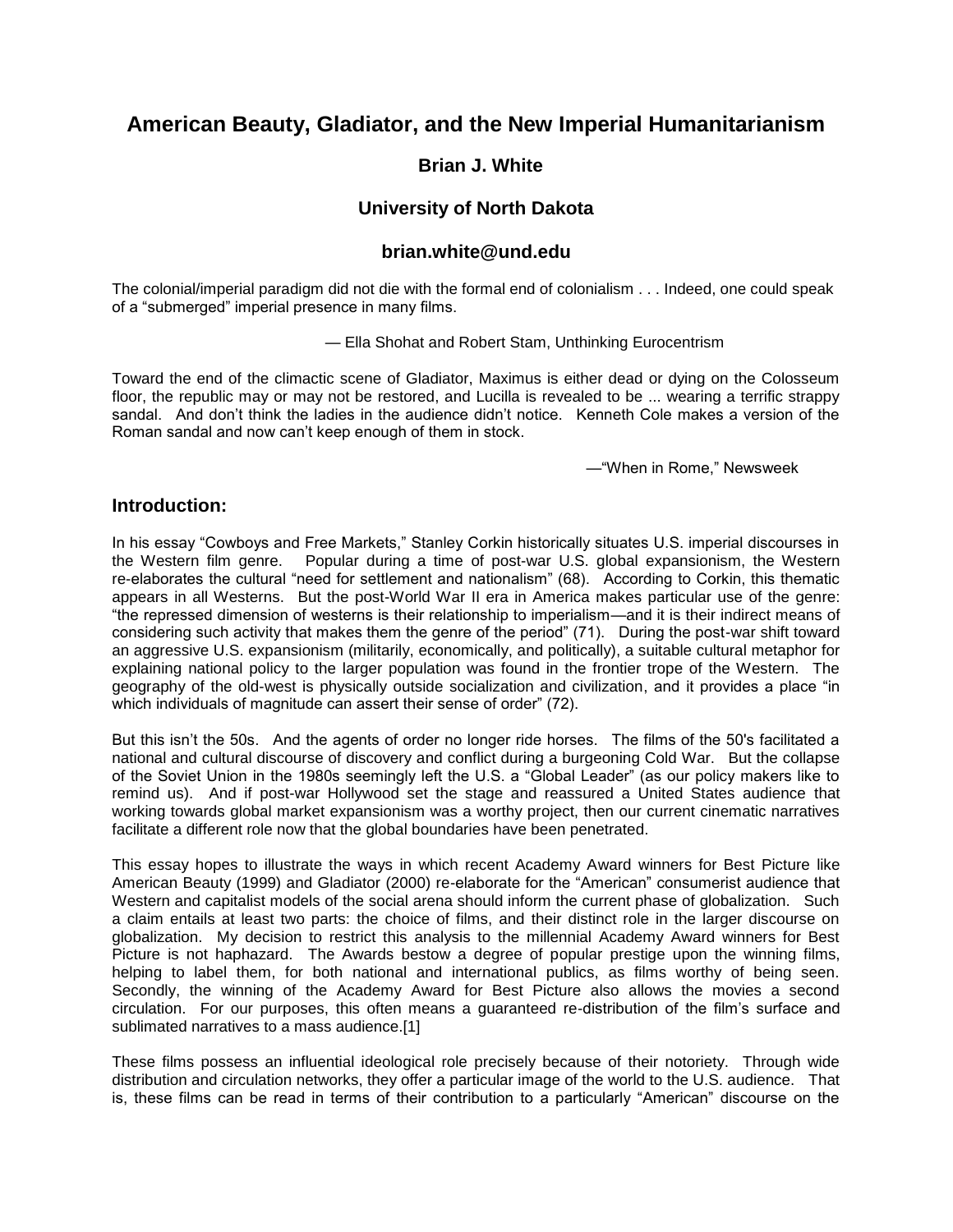# American Beauty, Gladiator, and the New Imperial Humanitarianism

**Brian J. White**

**University of North Dakota**

**brian.white@und.edu**

The colonial/imperial paradigm did not die with the formal end of colonialism . . . Indeed, one could speak of a "submerged" imperial presence in many films.

— Ella Shohat and Robert Stam, Unthinking Eurocentrism

Toward the end of the climactic scene of Gladiator, Maximus is either dead or dying on the Colosseum floor, the republic may or may not be restored, and Lucilla is revealed to be ... wearing a terrific strappy sandal. And don't think the ladies in the audience didn't notice. Kenneth Cole makes a version of the Roman sandal and now can't keep enough of them in stock.

—"When in Rome," Newsweek

## Introduction:

In his essay "Cowboys and Free Markets," Stanley Corkin historically situates U.S. imperial discourses in the Western film genre. Popular during a time of post-war U.S. global expansionism, the Western re-elaborates the cultural "need for settlement and nationalism" (68). According to Corkin, this thematic appears in all Westerns. But the post-World War II era in America makes particular use of the genre: "the repressed dimension of westerns is their relationship to imperialism—and it is their indirect means of considering such activity that makes them the genre of the period" (71). During the post-war shift toward an aggressive U.S. expansionism (militarily, economically, and politically), a suitable cultural metaphor for explaining national policy to the larger population was found in the frontier trope of the Western. The geography of the old-west is physically outside socialization and civilization, and it provides a place "in which individuals of magnitude can assert their sense of order" (72).

But this isn't the 50s. And the agents of order no longer ride horses. The films of the 50's facilitated a national and cultural discourse of discovery and conflict during a burgeoning Cold War. But the collapse of the Soviet Union in the 1980s seemingly left the U.S. a "Global Leader" (as our policy makers like to remind us). And if post-war Hollywood set the stage and reassured a United States audience that working towards global market expansionism was a worthy project, then our current cinematic narratives facilitate a different role now that the global boundaries have been penetrated.

This essay hopes to illustrate the ways in which recent Academy Award winners for Best Picture like American Beauty (1999) and Gladiator (2000) re-elaborate for the "American" consumerist audience that Western and capitalist models of the social arena should inform the current phase of globalization. Such a claim entails at least two parts: the choice of films, and their distinct role in the larger discourse on globalization. My decision to restrict this analysis to the millennial Academy Award winners for Best Picture is not haphazard. The Awards bestow a degree of popular prestige upon the winning films, helping to label them, for both national and international publics, as films worthy of being seen. Secondly, the winning of the Academy Award for Best Picture also allows the movies a second circulation. For our purposes, this often means a guaranteed re-distribution of the film's surface and sublimated narratives to a mass audience.[1]

These films possess an influential ideological role precisely because of their notoriety. Through wide distribution and circulation networks, they offer a particular image of the world to the U.S. audience. That is, these films can be read in terms of their contribution to a particularly "American" discourse on the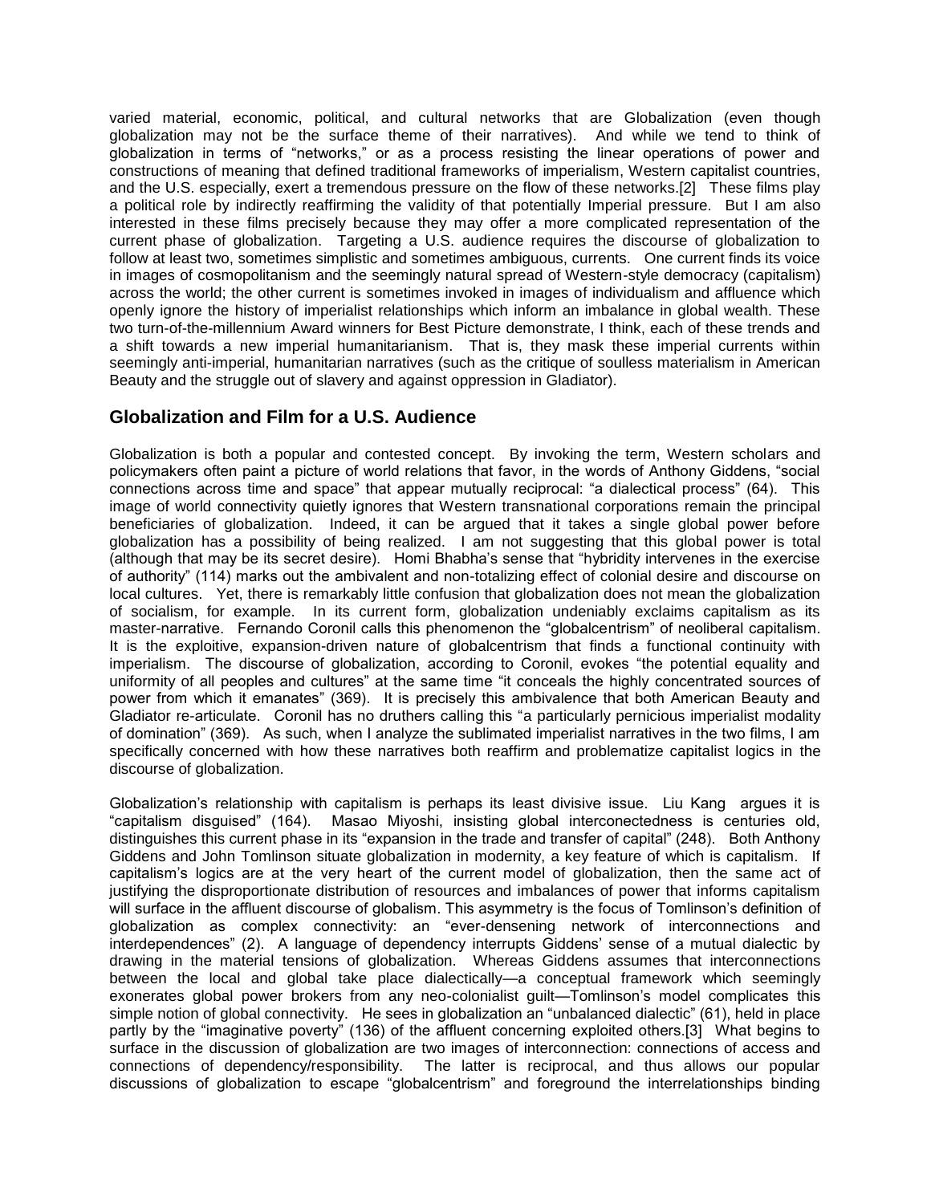varied material, economic, political, and cultural networks that are Globalization (even though globalization may not be the surface theme of their narratives). And while we tend to think of globalization in terms of "networks," or as a process resisting the linear operations of power and constructions of meaning that defined traditional frameworks of imperialism, Western capitalist countries, and the U.S. especially, exert a tremendous pressure on the flow of these networks.[2] These films play a political role by indirectly reaffirming the validity of that potentially Imperial pressure. But I am also interested in these films precisely because they may offer a more complicated representation of the current phase of globalization. Targeting a U.S. audience requires the discourse of globalization to follow at least two, sometimes simplistic and sometimes ambiguous, currents. One current finds its voice in images of cosmopolitanism and the seemingly natural spread of Western-style democracy (capitalism) across the world; the other current is sometimes invoked in images of individualism and affluence which openly ignore the history of imperialist relationships which inform an imbalance in global wealth. These two turn-of-the-millennium Award winners for Best Picture demonstrate, I think, each of these trends and a shift towards a new imperial humanitarianism. That is, they mask these imperial currents within seemingly anti-imperial, humanitarian narratives (such as the critique of soulless materialism in American Beauty and the struggle out of slavery and against oppression in Gladiator).

## Globalization and Film for a U.S. Audience

Globalization is both a popular and contested concept. By invoking the term, Western scholars and policymakers often paint a picture of world relations that favor, in the words of Anthony Giddens, "social connections across time and space" that appear mutually reciprocal: "a dialectical process" (64). This image of world connectivity quietly ignores that Western transnational corporations remain the principal beneficiaries of globalization. Indeed, it can be argued that it takes a single global power before globalization has a possibility of being realized. I am not suggesting that this global power is total (although that may be its secret desire). Homi Bhabha's sense that "hybridity intervenes in the exercise of authority" (114) marks out the ambivalent and non-totalizing effect of colonial desire and discourse on local cultures. Yet, there is remarkably little confusion that globalization does not mean the globalization of socialism, for example. In its current form, globalization undeniably exclaims capitalism as its master-narrative. Fernando Coronil calls this phenomenon the "globalcentrism" of neoliberal capitalism. It is the exploitive, expansion-driven nature of globalcentrism that finds a functional continuity with imperialism. The discourse of globalization, according to Coronil, evokes "the potential equality and uniformity of all peoples and cultures" at the same time "it conceals the highly concentrated sources of power from which it emanates" (369). It is precisely this ambivalence that both American Beauty and Gladiator re-articulate. Coronil has no druthers calling this "a particularly pernicious imperialist modality of domination" (369). As such, when I analyze the sublimated imperialist narratives in the two films, I am specifically concerned with how these narratives both reaffirm and problematize capitalist logics in the discourse of globalization.

Globalization's relationship with capitalism is perhaps its least divisive issue. Liu Kang argues it is "capitalism disguised" (164). Masao Miyoshi, insisting global interconectedness is centuries old, distinguishes this current phase in its "expansion in the trade and transfer of capital" (248). Both Anthony Giddens and John Tomlinson situate globalization in modernity, a key feature of which is capitalism. If capitalism's logics are at the very heart of the current model of globalization, then the same act of justifying the disproportionate distribution of resources and imbalances of power that informs capitalism will surface in the affluent discourse of globalism. This asymmetry is the focus of Tomlinson's definition of globalization as complex connectivity: an "ever-densening network of interconnections and interdependences" (2). A language of dependency interrupts Giddens' sense of a mutual dialectic by drawing in the material tensions of globalization. Whereas Giddens assumes that interconnections between the local and global take place dialectically—a conceptual framework which seemingly exonerates global power brokers from any neo-colonialist guilt—Tomlinson's model complicates this simple notion of global connectivity. He sees in globalization an "unbalanced dialectic" (61), held in place partly by the "imaginative poverty" (136) of the affluent concerning exploited others.[3] What begins to surface in the discussion of globalization are two images of interconnection: connections of access and connections of dependency/responsibility. The latter is reciprocal, and thus allows our popular discussions of globalization to escape "globalcentrism" and foreground the interrelationships binding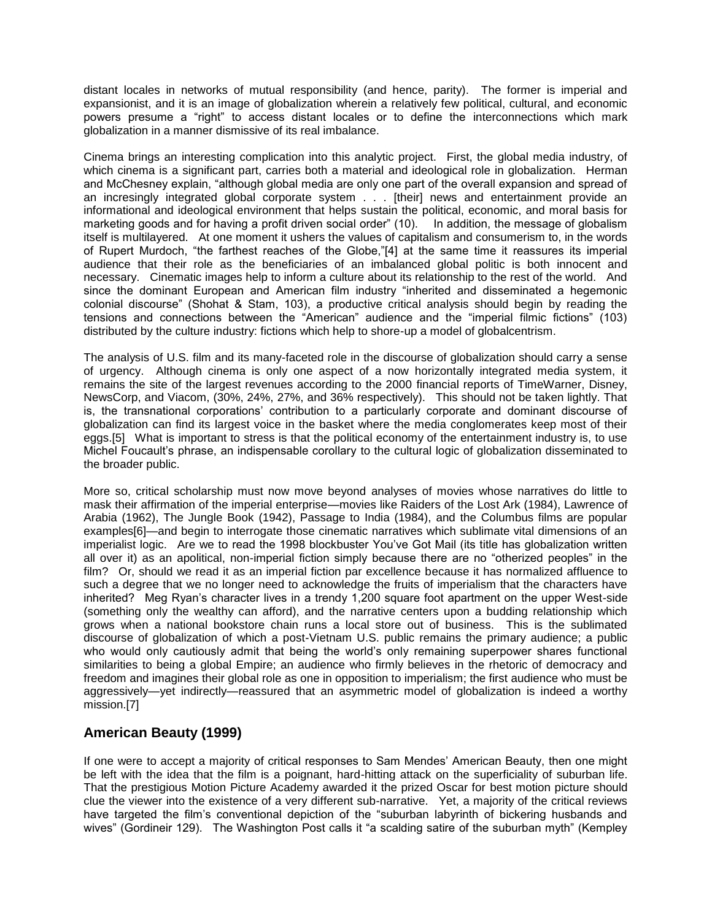distant locales in networks of mutual responsibility (and hence, parity). The former is imperial and expansionist, and it is an image of globalization wherein a relatively few political, cultural, and economic powers presume a "right" to access distant locales or to define the interconnections which mark globalization in a manner dismissive of its real imbalance.

Cinema brings an interesting complication into this analytic project. First, the global media industry, of which cinema is a significant part, carries both a material and ideological role in globalization. Herman and McChesney explain, "although global media are only one part of the overall expansion and spread of an incresingly integrated global corporate system . . . [their] news and entertainment provide an informational and ideological environment that helps sustain the political, economic, and moral basis for marketing goods and for having a profit driven social order" (10). In addition, the message of globalism itself is multilayered. At one moment it ushers the values of capitalism and consumerism to, in the words of Rupert Murdoch, "the farthest reaches of the Globe,"[4] at the same time it reassures its imperial audience that their role as the beneficiaries of an imbalanced global politic is both innocent and necessary. Cinematic images help to inform a culture about its relationship to the rest of the world. And since the dominant European and American film industry "inherited and disseminated a hegemonic colonial discourse" (Shohat & Stam, 103), a productive critical analysis should begin by reading the tensions and connections between the "American" audience and the "imperial filmic fictions" (103) distributed by the culture industry: fictions which help to shore-up a model of globalcentrism.

The analysis of U.S. film and its many-faceted role in the discourse of globalization should carry a sense of urgency. Although cinema is only one aspect of a now horizontally integrated media system, it remains the site of the largest revenues according to the 2000 financial reports of TimeWarner, Disney, NewsCorp, and Viacom, (30%, 24%, 27%, and 36% respectively). This should not be taken lightly. That is, the transnational corporations' contribution to a particularly corporate and dominant discourse of globalization can find its largest voice in the basket where the media conglomerates keep most of their eggs.[5] What is important to stress is that the political economy of the entertainment industry is, to use Michel Foucault's phrase, an indispensable corollary to the cultural logic of globalization disseminated to the broader public.

More so, critical scholarship must now move beyond analyses of movies whose narratives do little to mask their affirmation of the imperial enterprise—movies like Raiders of the Lost Ark (1984), Lawrence of Arabia (1962), The Jungle Book (1942), Passage to India (1984), and the Columbus films are popular examples[6]—and begin to interrogate those cinematic narratives which sublimate vital dimensions of an imperialist logic. Are we to read the 1998 blockbuster You've Got Mail (its title has globalization written all over it) as an apolitical, non-imperial fiction simply because there are no "otherized peoples" in the film? Or, should we read it as an imperial fiction par excellence because it has normalized affluence to such a degree that we no longer need to acknowledge the fruits of imperialism that the characters have inherited? Meg Ryan's character lives in a trendy 1,200 square foot apartment on the upper West-side (something only the wealthy can afford), and the narrative centers upon a budding relationship which grows when a national bookstore chain runs a local store out of business. This is the sublimated discourse of globalization of which a post-Vietnam U.S. public remains the primary audience; a public who would only cautiously admit that being the world's only remaining superpower shares functional similarities to being a global Empire; an audience who firmly believes in the rhetoric of democracy and freedom and imagines their global role as one in opposition to imperialism; the first audience who must be aggressively—yet indirectly—reassured that an asymmetric model of globalization is indeed a worthy mission.[7]

## American Beauty (1999)

If one were to accept a majority of critical responses to Sam Mendes' American Beauty, then one might be left with the idea that the film is a poignant, hard-hitting attack on the superficiality of suburban life. That the prestigious Motion Picture Academy awarded it the prized Oscar for best motion picture should clue the viewer into the existence of a very different sub-narrative. Yet, a majority of the critical reviews have targeted the film's conventional depiction of the "suburban labyrinth of bickering husbands and wives" (Gordineir 129). The Washington Post calls it "a scalding satire of the suburban myth" (Kempley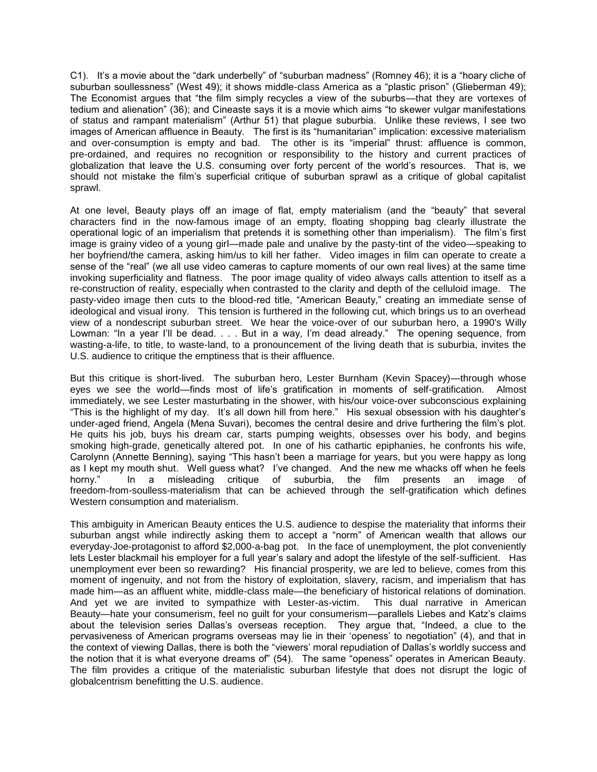C1). It's a movie about the "dark underbelly" of "suburban madness" (Romney 46); it is a "hoary cliche of suburban soullessness" (West 49); it shows middle-class America as a "plastic prison" (Glieberman 49); The Economist argues that "the film simply recycles a view of the suburbs—that they are vortexes of tedium and alienation" (36); and Cineaste says it is a movie which aims "to skewer vulgar manifestations of status and rampant materialism" (Arthur 51) that plague suburbia. Unlike these reviews, I see two images of American affluence in Beauty. The first is its "humanitarian" implication: excessive materialism and over-consumption is empty and bad. The other is its "imperial" thrust: affluence is common, pre-ordained, and requires no recognition or responsibility to the history and current practices of globalization that leave the U.S. consuming over forty percent of the world's resources. That is, we should not mistake the film's superficial critique of suburban sprawl as a critique of global capitalist sprawl.

At one level, Beauty plays off an image of flat, empty materialism (and the "beauty" that several characters find in the now-famous image of an empty, floating shopping bag clearly illustrate the operational logic of an imperialism that pretends it is something other than imperialism). The film's first image is grainy video of a young girl—made pale and unalive by the pasty-tint of the video—speaking to her boyfriend/the camera, asking him/us to kill her father. Video images in film can operate to create a sense of the "real" (we all use video cameras to capture moments of our own real lives) at the same time invoking superficiality and flatness. The poor image quality of video always calls attention to itself as a re-construction of reality, especially when contrasted to the clarity and depth of the celluloid image. The pasty-video image then cuts to the blood-red title, "American Beauty," creating an immediate sense of ideological and visual irony. This tension is furthered in the following cut, which brings us to an overhead view of a nondescript suburban street. We hear the voice-over of our suburban hero, a 1990's Willy Lowman: "In a year I'll be dead. . . . But in a way, I'm dead already." The opening sequence, from wasting-a-life, to title, to waste-land, to a pronouncement of the living death that is suburbia, invites the U.S. audience to critique the emptiness that is their affluence.

But this critique is short-lived. The suburban hero, Lester Burnham (Kevin Spacey)—through whose eyes we see the world—finds most of life's gratification in moments of self-gratification. Almost immediately, we see Lester masturbating in the shower, with his/our voice-over subconscious explaining "This is the highlight of my day. It's all down hill from here." His sexual obsession with his daughter's under-aged friend, Angela (Mena Suvari), becomes the central desire and drive furthering the film's plot. He quits his job, buys his dream car, starts pumping weights, obsesses over his body, and begins smoking high-grade, genetically altered pot. In one of his cathartic epiphanies, he confronts his wife, Carolynn (Annette Benning), saying "This hasn't been a marriage for years, but you were happy as long as I kept my mouth shut. Well guess what? I've changed. And the new me whacks off when he feels horny." In a misleading critique of suburbia, the film presents an image of freedom-from-soulless-materialism that can be achieved through the self-gratification which defines Western consumption and materialism.

This ambiguity in American Beauty entices the U.S. audience to despise the materiality that informs their suburban angst while indirectly asking them to accept a "norm" of American wealth that allows our everyday-Joe-protagonist to afford $2,000-a-bag pot. In the face of unemployment, the plot conveniently lets Lester blackmail his employer for a full year's salary and adopt the lifestyle of the self-sufficient. Has unemployment ever been so rewarding? His financial prosperity, we are led to believe, comes from this moment of ingenuity, and not from the history of exploitation, slavery, racism, and imperialism that has made him—as an affluent white, middle-class male—the beneficiary of historical relations of domination. And yet we are invited to sympathize with Lester-as-victim. This dual narrative in American Beauty—hate your consumerism, feel no guilt for your consumerism—parallels Liebes and Katz's claims about the television series Dallas's overseas reception. They argue that, "Indeed, a clue to the pervasiveness of American programs overseas may lie in their 'openess' to negotiation" (4), and that in the context of viewing Dallas, there is both the "viewers' moral repudiation of Dallas's worldly success and the notion that it is what everyone dreams of" (54). The same "openess" operates in American Beauty. The film provides a critique of the materialistic suburban lifestyle that does not disrupt the logic of globalcentrism benefitting the U.S. audience.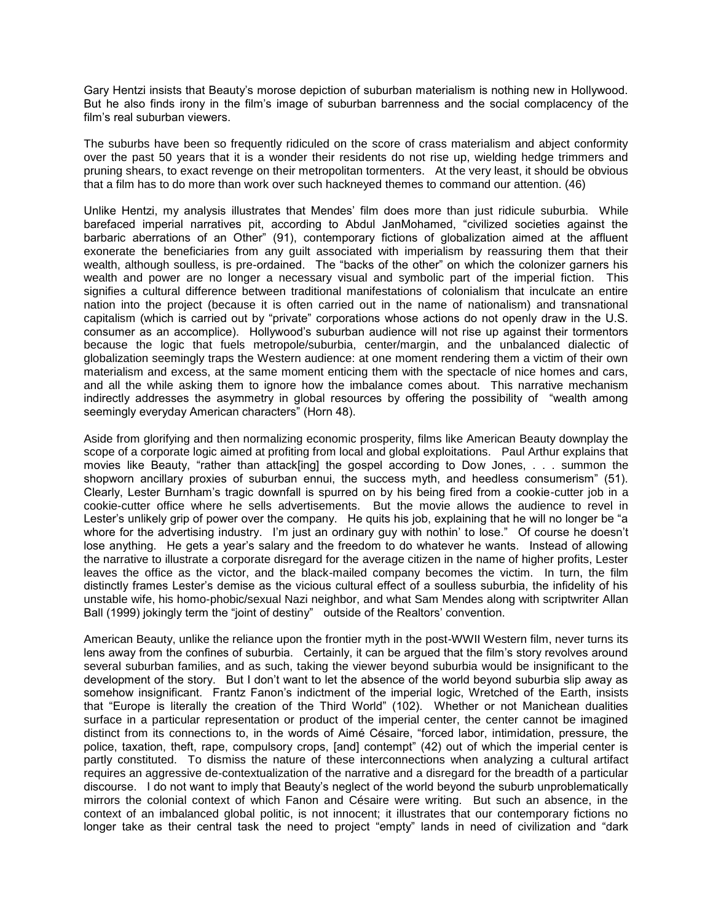Gary Hentzi insists that Beauty's morose depiction of suburban materialism is nothing new in Hollywood. But he also finds irony in the film's image of suburban barrenness and the social complacency of the film's real suburban viewers.

The suburbs have been so frequently ridiculed on the score of crass materialism and abject conformity over the past 50 years that it is a wonder their residents do not rise up, wielding hedge trimmers and pruning shears, to exact revenge on their metropolitan tormenters. At the very least, it should be obvious that a film has to do more than work over such hackneyed themes to command our attention. (46)

Unlike Hentzi, my analysis illustrates that Mendes' film does more than just ridicule suburbia. While barefaced imperial narratives pit, according to Abdul JanMohamed, "civilized societies against the barbaric aberrations of an Other" (91), contemporary fictions of globalization aimed at the affluent exonerate the beneficiaries from any guilt associated with imperialism by reassuring them that their wealth, although soulless, is pre-ordained. The "backs of the other" on which the colonizer garners his wealth and power are no longer a necessary visual and symbolic part of the imperial fiction. This signifies a cultural difference between traditional manifestations of colonialism that inculcate an entire nation into the project (because it is often carried out in the name of nationalism) and transnational capitalism (which is carried out by "private" corporations whose actions do not openly draw in the U.S. consumer as an accomplice). Hollywood's suburban audience will not rise up against their tormentors because the logic that fuels metropole/suburbia, center/margin, and the unbalanced dialectic of globalization seemingly traps the Western audience: at one moment rendering them a victim of their own materialism and excess, at the same moment enticing them with the spectacle of nice homes and cars, and all the while asking them to ignore how the imbalance comes about. This narrative mechanism indirectly addresses the asymmetry in global resources by offering the possibility of "wealth among seemingly everyday American characters" (Horn 48).

Aside from glorifying and then normalizing economic prosperity, films like American Beauty downplay the scope of a corporate logic aimed at profiting from local and global exploitations. Paul Arthur explains that movies like Beauty, "rather than attack[ing] the gospel according to Dow Jones, . . . summon the shopworn ancillary proxies of suburban ennui, the success myth, and heedless consumerism" (51). Clearly, Lester Burnham's tragic downfall is spurred on by his being fired from a cookie-cutter job in a cookie-cutter office where he sells advertisements. But the movie allows the audience to revel in Lester's unlikely grip of power over the company. He quits his job, explaining that he will no longer be "a whore for the advertising industry. I'm just an ordinary guy with nothin' to lose." Of course he doesn't lose anything. He gets a year's salary and the freedom to do whatever he wants. Instead of allowing the narrative to illustrate a corporate disregard for the average citizen in the name of higher profits, Lester leaves the office as the victor, and the black-mailed company becomes the victim. In turn, the film distinctly frames Lester's demise as the vicious cultural effect of a soulless suburbia, the infidelity of his unstable wife, his homo-phobic/sexual Nazi neighbor, and what Sam Mendes along with scriptwriter Allan Ball (1999) jokingly term the "joint of destiny" outside of the Realtors' convention.

American Beauty, unlike the reliance upon the frontier myth in the post-WWII Western film, never turns its lens away from the confines of suburbia. Certainly, it can be argued that the film's story revolves around several suburban families, and as such, taking the viewer beyond suburbia would be insignificant to the development of the story. But I don't want to let the absence of the world beyond suburbia slip away as somehow insignificant. Frantz Fanon's indictment of the imperial logic, Wretched of the Earth, insists that "Europe is literally the creation of the Third World" (102). Whether or not Manichean dualities surface in a particular representation or product of the imperial center, the center cannot be imagined distinct from its connections to, in the words of Aimé Césaire, "forced labor, intimidation, pressure, the police, taxation, theft, rape, compulsory crops, [and] contempt" (42) out of which the imperial center is partly constituted. To dismiss the nature of these interconnections when analyzing a cultural artifact requires an aggressive de-contextualization of the narrative and a disregard for the breadth of a particular discourse. I do not want to imply that Beauty's neglect of the world beyond the suburb unproblematically mirrors the colonial context of which Fanon and Césaire were writing. But such an absence, in the context of an imbalanced global politic, is not innocent; it illustrates that our contemporary fictions no longer take as their central task the need to project "empty" lands in need of civilization and "dark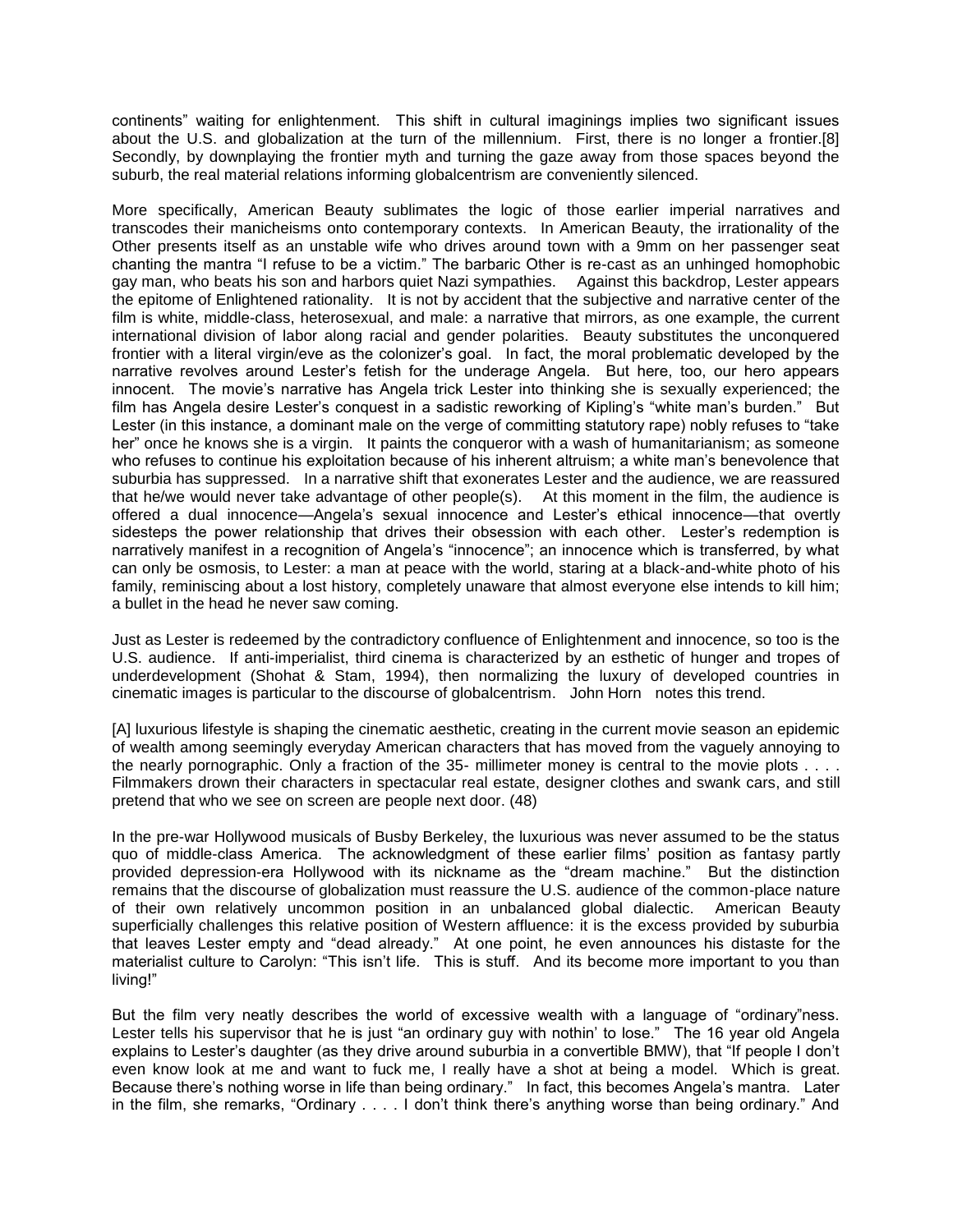continents" waiting for enlightenment. This shift in cultural imaginings implies two significant issues about the U.S. and globalization at the turn of the millennium. First, there is no longer a frontier.[8] Secondly, by downplaying the frontier myth and turning the gaze away from those spaces beyond the suburb, the real material relations informing globalcentrism are conveniently silenced.

More specifically, American Beauty sublimates the logic of those earlier imperial narratives and transcodes their manicheisms onto contemporary contexts. In American Beauty, the irrationality of the Other presents itself as an unstable wife who drives around town with a 9mm on her passenger seat chanting the mantra "I refuse to be a victim." The barbaric Other is re-cast as an unhinged homophobic gay man, who beats his son and harbors quiet Nazi sympathies. Against this backdrop, Lester appears the epitome of Enlightened rationality. It is not by accident that the subjective and narrative center of the film is white, middle-class, heterosexual, and male: a narrative that mirrors, as one example, the current international division of labor along racial and gender polarities. Beauty substitutes the unconquered frontier with a literal virgin/eve as the colonizer's goal. In fact, the moral problematic developed by the narrative revolves around Lester's fetish for the underage Angela. But here, too, our hero appears innocent. The movie's narrative has Angela trick Lester into thinking she is sexually experienced; the film has Angela desire Lester's conquest in a sadistic reworking of Kipling's "white man's burden." But Lester (in this instance, a dominant male on the verge of committing statutory rape) nobly refuses to "take her" once he knows she is a virgin. It paints the conqueror with a wash of humanitarianism; as someone who refuses to continue his exploitation because of his inherent altruism; a white man's benevolence that suburbia has suppressed. In a narrative shift that exonerates Lester and the audience, we are reassured that he/we would never take advantage of other people(s). At this moment in the film, the audience is offered a dual innocence—Angela's sexual innocence and Lester's ethical innocence—that overtly sidesteps the power relationship that drives their obsession with each other. Lester's redemption is narratively manifest in a recognition of Angela's "innocence"; an innocence which is transferred, by what can only be osmosis, to Lester: a man at peace with the world, staring at a black-and-white photo of his family, reminiscing about a lost history, completely unaware that almost everyone else intends to kill him; a bullet in the head he never saw coming.

Just as Lester is redeemed by the contradictory confluence of Enlightenment and innocence, so too is the U.S. audience. If anti-imperialist, third cinema is characterized by an esthetic of hunger and tropes of underdevelopment (Shohat & Stam, 1994), then normalizing the luxury of developed countries in cinematic images is particular to the discourse of globalcentrism. John Horn notes this trend.

> [A] luxurious lifestyle is shaping the cinematic aesthetic, creating in the current movie season an epidemic of wealth among seemingly everyday American characters that has moved from the vaguely annoying to the nearly pornographic. Only a fraction of the 35- millimeter money is central to the movie plots . . . . Filmmakers drown their characters in spectacular real estate, designer clothes and swank cars, and still pretend that who we see on screen are people next door. (48)

In the pre-war Hollywood musicals of Busby Berkeley, the luxurious was never assumed to be the status quo of middle-class America. The acknowledgment of these earlier films' position as fantasy partly provided depression-era Hollywood with its nickname as the "dream machine." But the distinction remains that the discourse of globalization must reassure the U.S. audience of the common-place nature of their own relatively uncommon position in an unbalanced global dialectic. American Beauty superficially challenges this relative position of Western affluence: it is the excess provided by suburbia that leaves Lester empty and "dead already." At one point, he even announces his distaste for the materialist culture to Carolyn: "This isn't life. This is stuff. And its become more important to you than living!"

But the film very neatly describes the world of excessive wealth with a language of "ordinary"ness. Lester tells his supervisor that he is just "an ordinary guy with nothin' to lose." The 16 year old Angela explains to Lester's daughter (as they drive around suburbia in a convertible BMW), that "If people I don't even know look at me and want to fuck me, I really have a shot at being a model. Which is great. Because there's nothing worse in life than being ordinary." In fact, this becomes Angela's mantra. Later in the film, she remarks, "Ordinary . . . . I don't think there's anything worse than being ordinary." And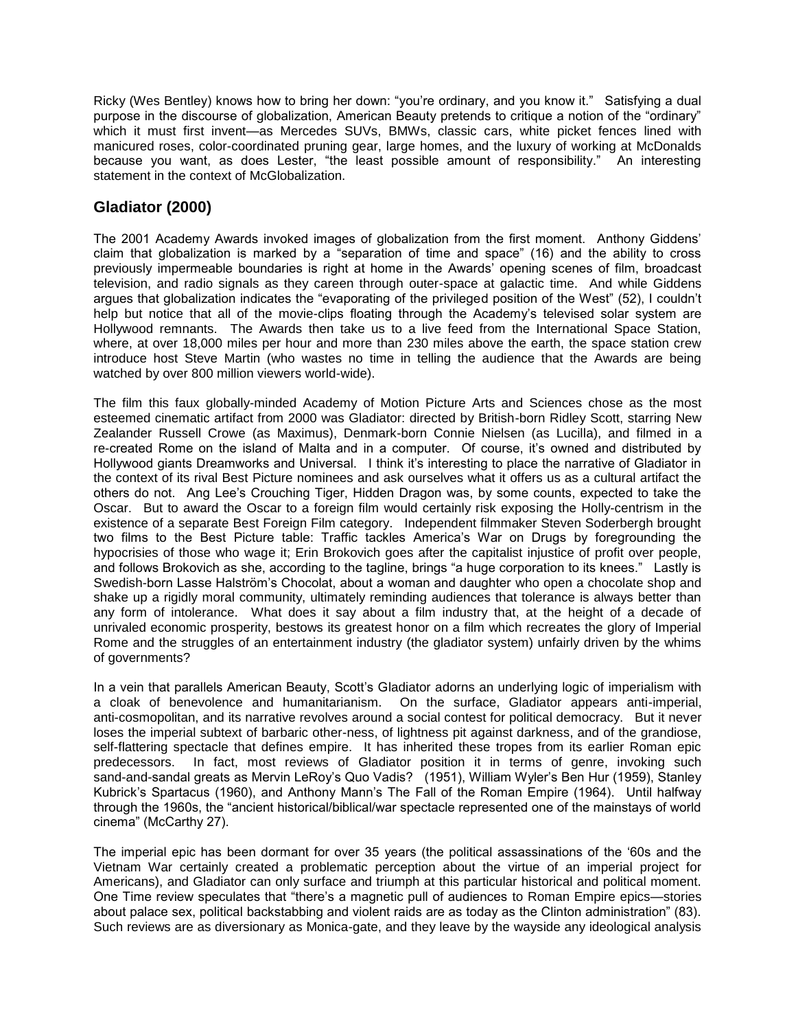Ricky (Wes Bentley) knows how to bring her down: "you're ordinary, and you know it." Satisfying a dual purpose in the discourse of globalization, American Beauty pretends to critique a notion of the "ordinary" which it must first invent—as Mercedes SUVs, BMWs, classic cars, white picket fences lined with manicured roses, color-coordinated pruning gear, large homes, and the luxury of working at McDonalds because you want, as does Lester, "the least possible amount of responsibility." An interesting statement in the context of McGlobalization.

## Gladiator (2000)

The 2001 Academy Awards invoked images of globalization from the first moment. Anthony Giddens' claim that globalization is marked by a "separation of time and space" (16) and the ability to cross previously impermeable boundaries is right at home in the Awards' opening scenes of film, broadcast television, and radio signals as they careen through outer-space at galactic time. And while Giddens argues that globalization indicates the "evaporating of the privileged position of the West" (52), I couldn't help but notice that all of the movie-clips floating through the Academy's televised solar system are Hollywood remnants. The Awards then take us to a live feed from the International Space Station, where, at over 18,000 miles per hour and more than 230 miles above the earth, the space station crew introduce host Steve Martin (who wastes no time in telling the audience that the Awards are being watched by over 800 million viewers world-wide).

The film this faux globally-minded Academy of Motion Picture Arts and Sciences chose as the most esteemed cinematic artifact from 2000 was Gladiator: directed by British-born Ridley Scott, starring New Zealander Russell Crowe (as Maximus), Denmark-born Connie Nielsen (as Lucilla), and filmed in a re-created Rome on the island of Malta and in a computer. Of course, it's owned and distributed by Hollywood giants Dreamworks and Universal. I think it's interesting to place the narrative of Gladiator in the context of its rival Best Picture nominees and ask ourselves what it offers us as a cultural artifact the others do not. Ang Lee's Crouching Tiger, Hidden Dragon was, by some counts, expected to take the Oscar. But to award the Oscar to a foreign film would certainly risk exposing the Holly-centrism in the existence of a separate Best Foreign Film category. Independent filmmaker Steven Soderbergh brought two films to the Best Picture table: Traffic tackles America's War on Drugs by foregrounding the hypocrisies of those who wage it; Erin Brokovich goes after the capitalist injustice of profit over people, and follows Brokovich as she, according to the tagline, brings "a huge corporation to its knees." Lastly is Swedish-born Lasse Halström's Chocolat, about a woman and daughter who open a chocolate shop and shake up a rigidly moral community, ultimately reminding audiences that tolerance is always better than any form of intolerance. What does it say about a film industry that, at the height of a decade of unrivaled economic prosperity, bestows its greatest honor on a film which recreates the glory of Imperial Rome and the struggles of an entertainment industry (the gladiator system) unfairly driven by the whims of governments?

In a vein that parallels American Beauty, Scott's Gladiator adorns an underlying logic of imperialism with a cloak of benevolence and humanitarianism. On the surface, Gladiator appears anti-imperial, anti-cosmopolitan, and its narrative revolves around a social contest for political democracy. But it never loses the imperial subtext of barbaric other-ness, of lightness pit against darkness, and of the grandiose, self-flattering spectacle that defines empire. It has inherited these tropes from its earlier Roman epic predecessors. In fact, most reviews of Gladiator position it in terms of genre, invoking such sand-and-sandal greats as Mervin LeRoy's Quo Vadis? (1951), William Wyler's Ben Hur (1959), Stanley Kubrick's Spartacus (1960), and Anthony Mann's The Fall of the Roman Empire (1964). Until halfway through the 1960s, the "ancient historical/biblical/war spectacle represented one of the mainstays of world cinema" (McCarthy 27).

The imperial epic has been dormant for over 35 years (the political assassinations of the '60s and the Vietnam War certainly created a problematic perception about the virtue of an imperial project for Americans), and Gladiator can only surface and triumph at this particular historical and political moment. One Time review speculates that "there's a magnetic pull of audiences to Roman Empire epics—stories about palace sex, political backstabbing and violent raids are as today as the Clinton administration" (83). Such reviews are as diversionary as Monica-gate, and they leave by the wayside any ideological analysis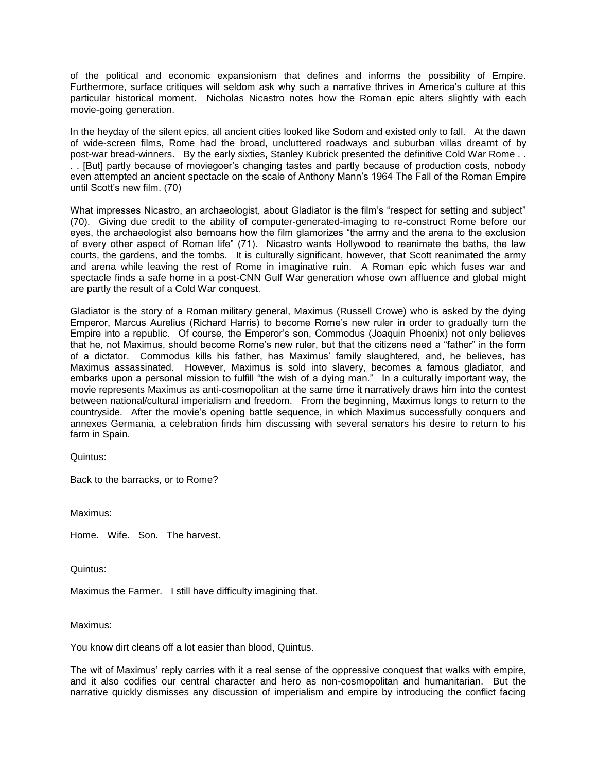of the political and economic expansionism that defines and informs the possibility of Empire. Furthermore, surface critiques will seldom ask why such a narrative thrives in America's culture at this particular historical moment. Nicholas Nicastro notes how the Roman epic alters slightly with each movie-going generation.

In the heyday of the silent epics, all ancient cities looked like Sodom and existed only to fall. At the dawn of wide-screen films, Rome had the broad, uncluttered roadways and suburban villas dreamt of by post-war bread-winners. By the early sixties, Stanley Kubrick presented the definitive Cold War Rome . . . . [But] partly because of moviegoer's changing tastes and partly because of production costs, nobody even attempted an ancient spectacle on the scale of Anthony Mann's 1964 The Fall of the Roman Empire until Scott's new film. (70)

What impresses Nicastro, an archaeologist, about Gladiator is the film's "respect for setting and subject" (70). Giving due credit to the ability of computer-generated-imaging to re-construct Rome before our eyes, the archaeologist also bemoans how the film glamorizes "the army and the arena to the exclusion of every other aspect of Roman life" (71). Nicastro wants Hollywood to reanimate the baths, the law courts, the gardens, and the tombs. It is culturally significant, however, that Scott reanimated the army and arena while leaving the rest of Rome in imaginative ruin. A Roman epic which fuses war and spectacle finds a safe home in a post-CNN Gulf War generation whose own affluence and global might are partly the result of a Cold War conquest.

Gladiator is the story of a Roman military general, Maximus (Russell Crowe) who is asked by the dying Emperor, Marcus Aurelius (Richard Harris) to become Rome's new ruler in order to gradually turn the Empire into a republic. Of course, the Emperor's son, Commodus (Joaquin Phoenix) not only believes that he, not Maximus, should become Rome's new ruler, but that the citizens need a "father" in the form of a dictator. Commodus kills his father, has Maximus' family slaughtered, and, he believes, has Maximus assassinated. However, Maximus is sold into slavery, becomes a famous gladiator, and embarks upon a personal mission to fulfill "the wish of a dying man." In a culturally important way, the movie represents Maximus as anti-cosmopolitan at the same time it narratively draws him into the contest between national/cultural imperialism and freedom. From the beginning, Maximus longs to return to the countryside. After the movie's opening battle sequence, in which Maximus successfully conquers and annexes Germania, a celebration finds him discussing with several senators his desire to return to his farm in Spain.

Quintus:

Back to the barracks, or to Rome?

Maximus:

Home. Wife. Son. The harvest.

Quintus:

Maximus the Farmer. I still have difficulty imagining that.

Maximus:

You know dirt cleans off a lot easier than blood, Quintus.

The wit of Maximus' reply carries with it a real sense of the oppressive conquest that walks with empire, and it also codifies our central character and hero as non-cosmopolitan and humanitarian. But the narrative quickly dismisses any discussion of imperialism and empire by introducing the conflict facing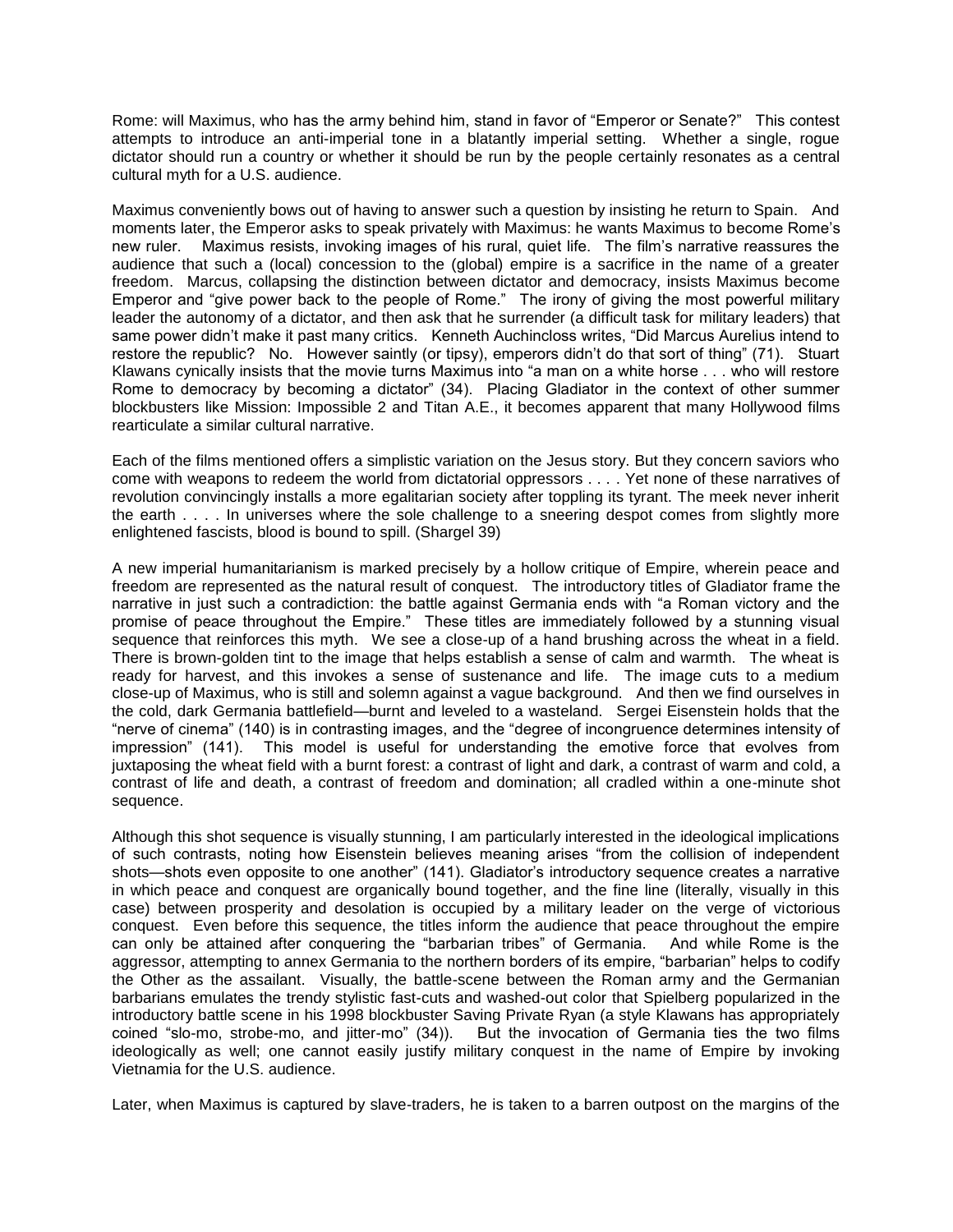Rome: will Maximus, who has the army behind him, stand in favor of "Emperor or Senate?" This contest attempts to introduce an anti-imperial tone in a blatantly imperial setting. Whether a single, rogue dictator should run a country or whether it should be run by the people certainly resonates as a central cultural myth for a U.S. audience.

Maximus conveniently bows out of having to answer such a question by insisting he return to Spain. And moments later, the Emperor asks to speak privately with Maximus: he wants Maximus to become Rome's new ruler. Maximus resists, invoking images of his rural, quiet life. The film's narrative reassures the audience that such a (local) concession to the (global) empire is a sacrifice in the name of a greater freedom. Marcus, collapsing the distinction between dictator and democracy, insists Maximus become Emperor and "give power back to the people of Rome." The irony of giving the most powerful military leader the autonomy of a dictator, and then ask that he surrender (a difficult task for military leaders) that same power didn't make it past many critics. Kenneth Auchincloss writes, "Did Marcus Aurelius intend to restore the republic? No. However saintly (or tipsy), emperors didn't do that sort of thing" (71). Stuart Klawans cynically insists that the movie turns Maximus into "a man on a white horse . . . who will restore Rome to democracy by becoming a dictator" (34). Placing Gladiator in the context of other summer blockbusters like Mission: Impossible 2 and Titan A.E., it becomes apparent that many Hollywood films rearticulate a similar cultural narrative.

Each of the films mentioned offers a simplistic variation on the Jesus story. But they concern saviors who come with weapons to redeem the world from dictatorial oppressors . . . . Yet none of these narratives of revolution convincingly installs a more egalitarian society after toppling its tyrant. The meek never inherit the earth . . . . In universes where the sole challenge to a sneering despot comes from slightly more enlightened fascists, blood is bound to spill. (Shargel 39)

A new imperial humanitarianism is marked precisely by a hollow critique of Empire, wherein peace and freedom are represented as the natural result of conquest. The introductory titles of Gladiator frame the narrative in just such a contradiction: the battle against Germania ends with "a Roman victory and the promise of peace throughout the Empire." These titles are immediately followed by a stunning visual sequence that reinforces this myth. We see a close-up of a hand brushing across the wheat in a field. There is brown-golden tint to the image that helps establish a sense of calm and warmth. The wheat is ready for harvest, and this invokes a sense of sustenance and life. The image cuts to a medium close-up of Maximus, who is still and solemn against a vague background. And then we find ourselves in the cold, dark Germania battlefield—burnt and leveled to a wasteland. Sergei Eisenstein holds that the "nerve of cinema" (140) is in contrasting images, and the "degree of incongruence determines intensity of impression" (141). This model is useful for understanding the emotive force that evolves from juxtaposing the wheat field with a burnt forest: a contrast of light and dark, a contrast of warm and cold, a contrast of life and death, a contrast of freedom and domination; all cradled within a one-minute shot sequence.

Although this shot sequence is visually stunning, I am particularly interested in the ideological implications of such contrasts, noting how Eisenstein believes meaning arises "from the collision of independent shots—shots even opposite to one another" (141). Gladiator's introductory sequence creates a narrative in which peace and conquest are organically bound together, and the fine line (literally, visually in this case) between prosperity and desolation is occupied by a military leader on the verge of victorious conquest. Even before this sequence, the titles inform the audience that peace throughout the empire can only be attained after conquering the "barbarian tribes" of Germania. And while Rome is the aggressor, attempting to annex Germania to the northern borders of its empire, "barbarian" helps to codify the Other as the assailant. Visually, the battle-scene between the Roman army and the Germanian barbarians emulates the trendy stylistic fast-cuts and washed-out color that Spielberg popularized in the introductory battle scene in his 1998 blockbuster Saving Private Ryan (a style Klawans has appropriately coined "slo-mo, strobe-mo, and jitter-mo" (34)). But the invocation of Germania ties the two films ideologically as well; one cannot easily justify military conquest in the name of Empire by invoking Vietnamia for the U.S. audience.

Later, when Maximus is captured by slave-traders, he is taken to a barren outpost on the margins of the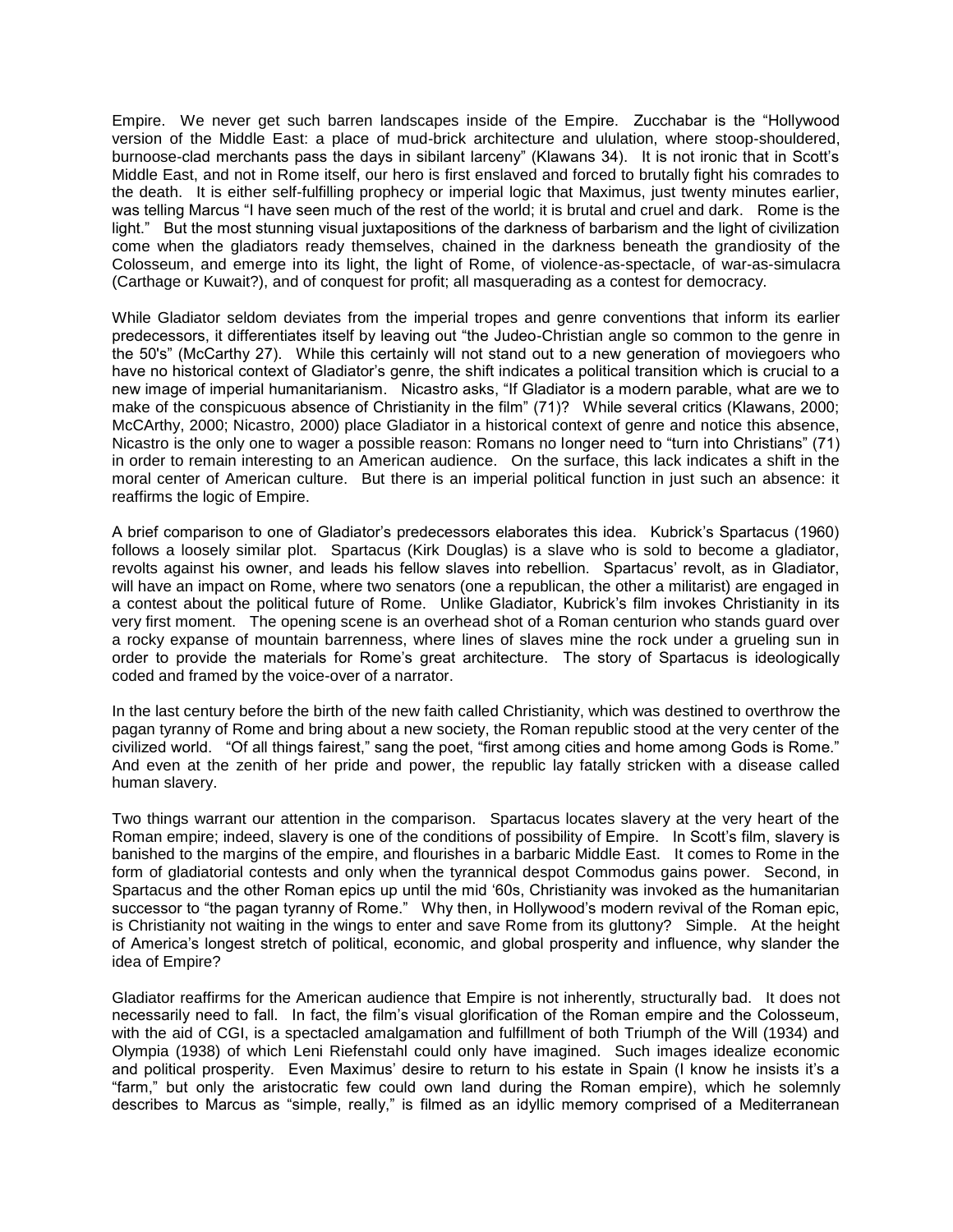Empire. We never get such barren landscapes inside of the Empire. Zucchabar is the "Hollywood version of the Middle East: a place of mud-brick architecture and ululation, where stoop-shouldered, burnoose-clad merchants pass the days in sibilant larceny" (Klawans 34). It is not ironic that in Scott's Middle East, and not in Rome itself, our hero is first enslaved and forced to brutally fight his comrades to the death. It is either self-fulfilling prophecy or imperial logic that Maximus, just twenty minutes earlier, was telling Marcus "I have seen much of the rest of the world; it is brutal and cruel and dark. Rome is the light." But the most stunning visual juxtapositions of the darkness of barbarism and the light of civilization come when the gladiators ready themselves, chained in the darkness beneath the grandiosity of the Colosseum, and emerge into its light, the light of Rome, of violence-as-spectacle, of war-as-simulacra (Carthage or Kuwait?), and of conquest for profit; all masquerading as a contest for democracy.

While Gladiator seldom deviates from the imperial tropes and genre conventions that inform its earlier predecessors, it differentiates itself by leaving out "the Judeo-Christian angle so common to the genre in the 50's" (McCarthy 27). While this certainly will not stand out to a new generation of moviegoers who have no historical context of Gladiator's genre, the shift indicates a political transition which is crucial to a new image of imperial humanitarianism. Nicastro asks, "If Gladiator is a modern parable, what are we to make of the conspicuous absence of Christianity in the film" (71)? While several critics (Klawans, 2000; McCArthy, 2000; Nicastro, 2000) place Gladiator in a historical context of genre and notice this absence, Nicastro is the only one to wager a possible reason: Romans no longer need to "turn into Christians" (71) in order to remain interesting to an American audience. On the surface, this lack indicates a shift in the moral center of American culture. But there is an imperial political function in just such an absence: it reaffirms the logic of Empire.

A brief comparison to one of Gladiator's predecessors elaborates this idea. Kubrick's Spartacus (1960) follows a loosely similar plot. Spartacus (Kirk Douglas) is a slave who is sold to become a gladiator, revolts against his owner, and leads his fellow slaves into rebellion. Spartacus' revolt, as in Gladiator, will have an impact on Rome, where two senators (one a republican, the other a militarist) are engaged in a contest about the political future of Rome. Unlike Gladiator, Kubrick's film invokes Christianity in its very first moment. The opening scene is an overhead shot of a Roman centurion who stands guard over a rocky expanse of mountain barrenness, where lines of slaves mine the rock under a grueling sun in order to provide the materials for Rome's great architecture. The story of Spartacus is ideologically coded and framed by the voice-over of a narrator.

In the last century before the birth of the new faith called Christianity, which was destined to overthrow the pagan tyranny of Rome and bring about a new society, the Roman republic stood at the very center of the civilized world. "Of all things fairest," sang the poet, "first among cities and home among Gods is Rome." And even at the zenith of her pride and power, the republic lay fatally stricken with a disease called human slavery.

Two things warrant our attention in the comparison. Spartacus locates slavery at the very heart of the Roman empire; indeed, slavery is one of the conditions of possibility of Empire. In Scott's film, slavery is banished to the margins of the empire, and flourishes in a barbaric Middle East. It comes to Rome in the form of gladiatorial contests and only when the tyrannical despot Commodus gains power. Second, in Spartacus and the other Roman epics up until the mid '60s, Christianity was invoked as the humanitarian successor to "the pagan tyranny of Rome." Why then, in Hollywood's modern revival of the Roman epic, is Christianity not waiting in the wings to enter and save Rome from its gluttony? Simple. At the height of America's longest stretch of political, economic, and global prosperity and influence, why slander the idea of Empire?

Gladiator reaffirms for the American audience that Empire is not inherently, structurally bad. It does not necessarily need to fall. In fact, the film's visual glorification of the Roman empire and the Colosseum, with the aid of CGI, is a spectacled amalgamation and fulfillment of both Triumph of the Will (1934) and Olympia (1938) of which Leni Riefenstahl could only have imagined. Such images idealize economic and political prosperity. Even Maximus' desire to return to his estate in Spain (I know he insists it's a "farm," but only the aristocratic few could own land during the Roman empire), which he solemnly describes to Marcus as "simple, really," is filmed as an idyllic memory comprised of a Mediterranean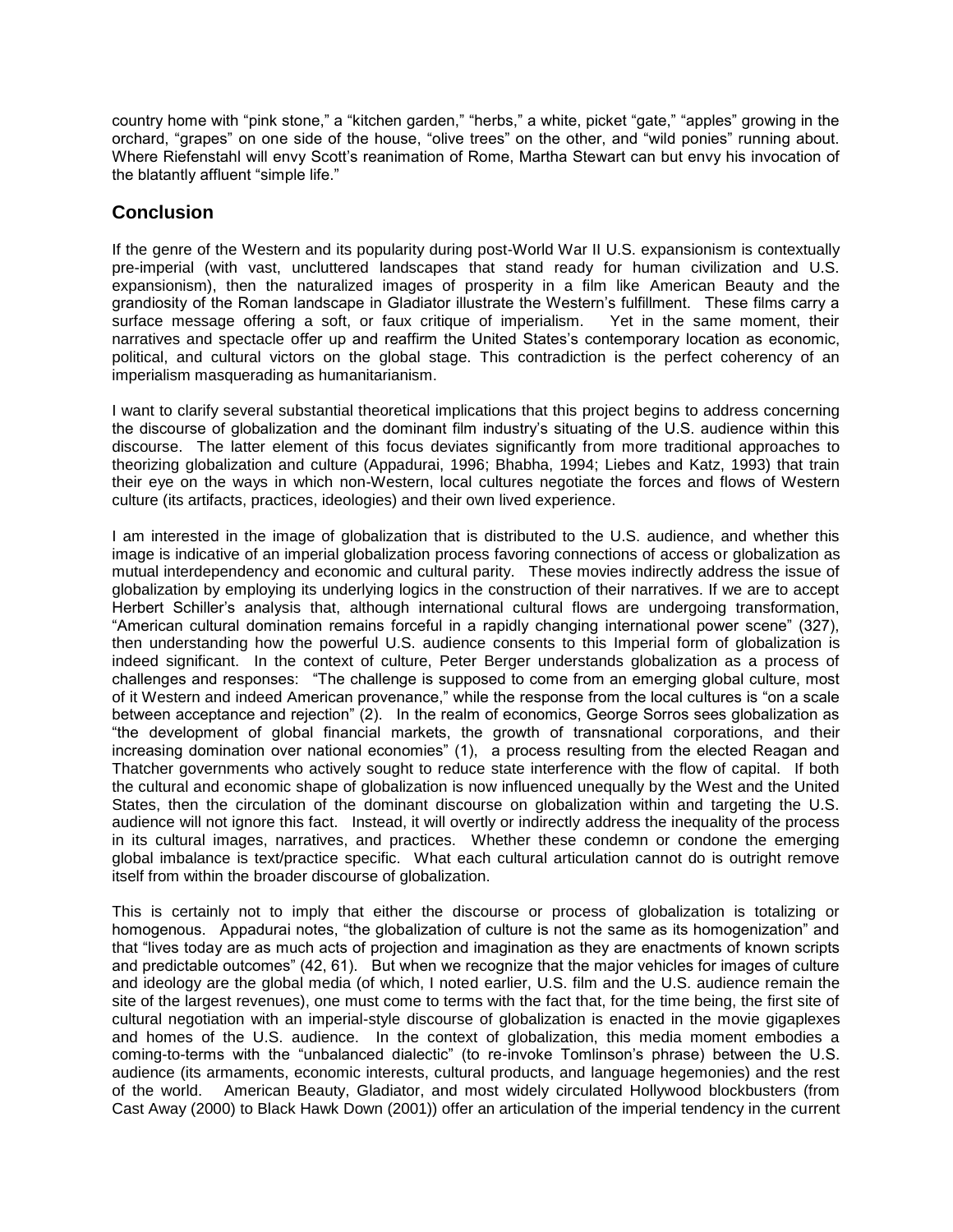country home with "pink stone," a "kitchen garden," "herbs," a white, picket "gate," "apples" growing in the orchard, "grapes" on one side of the house, "olive trees" on the other, and "wild ponies" running about. Where Riefenstahl will envy Scott's reanimation of Rome, Martha Stewart can but envy his invocation of the blatantly affluent "simple life."

## Conclusion

If the genre of the Western and its popularity during post-World War II U.S. expansionism is contextually pre-imperial (with vast, uncluttered landscapes that stand ready for human civilization and U.S. expansionism), then the naturalized images of prosperity in a film like American Beauty and the grandiosity of the Roman landscape in Gladiator illustrate the Western's fulfillment. These films carry a surface message offering a soft, or faux critique of imperialism. Yet in the same moment, their narratives and spectacle offer up and reaffirm the United States's contemporary location as economic, political, and cultural victors on the global stage. This contradiction is the perfect coherency of an imperialism masquerading as humanitarianism.

I want to clarify several substantial theoretical implications that this project begins to address concerning the discourse of globalization and the dominant film industry's situating of the U.S. audience within this discourse. The latter element of this focus deviates significantly from more traditional approaches to theorizing globalization and culture (Appadurai, 1996; Bhabha, 1994; Liebes and Katz, 1993) that train their eye on the ways in which non-Western, local cultures negotiate the forces and flows of Western culture (its artifacts, practices, ideologies) and their own lived experience.

I am interested in the image of globalization that is distributed to the U.S. audience, and whether this image is indicative of an imperial globalization process favoring connections of access or globalization as mutual interdependency and economic and cultural parity. These movies indirectly address the issue of globalization by employing its underlying logics in the construction of their narratives. If we are to accept Herbert Schiller's analysis that, although international cultural flows are undergoing transformation, "American cultural domination remains forceful in a rapidly changing international power scene" (327), then understanding how the powerful U.S. audience consents to this Imperial form of globalization is indeed significant. In the context of culture, Peter Berger understands globalization as a process of challenges and responses: "The challenge is supposed to come from an emerging global culture, most of it Western and indeed American provenance," while the response from the local cultures is "on a scale between acceptance and rejection" (2). In the realm of economics, George Sorros sees globalization as "the development of global financial markets, the growth of transnational corporations, and their increasing domination over national economies" (1), a process resulting from the elected Reagan and Thatcher governments who actively sought to reduce state interference with the flow of capital. If both the cultural and economic shape of globalization is now influenced unequally by the West and the United States, then the circulation of the dominant discourse on globalization within and targeting the U.S. audience will not ignore this fact. Instead, it will overtly or indirectly address the inequality of the process in its cultural images, narratives, and practices. Whether these condemn or condone the emerging global imbalance is text/practice specific. What each cultural articulation cannot do is outright remove itself from within the broader discourse of globalization.

This is certainly not to imply that either the discourse or process of globalization is totalizing or homogenous. Appadurai notes, "the globalization of culture is not the same as its homogenization" and that "lives today are as much acts of projection and imagination as they are enactments of known scripts and predictable outcomes" (42, 61). But when we recognize that the major vehicles for images of culture and ideology are the global media (of which, I noted earlier, U.S. film and the U.S. audience remain the site of the largest revenues), one must come to terms with the fact that, for the time being, the first site of cultural negotiation with an imperial-style discourse of globalization is enacted in the movie gigaplexes and homes of the U.S. audience. In the context of globalization, this media moment embodies a coming-to-terms with the "unbalanced dialectic" (to re-invoke Tomlinson's phrase) between the U.S. audience (its armaments, economic interests, cultural products, and language hegemonies) and the rest of the world. American Beauty, Gladiator, and most widely circulated Hollywood blockbusters (from Cast Away (2000) to Black Hawk Down (2001)) offer an articulation of the imperial tendency in the current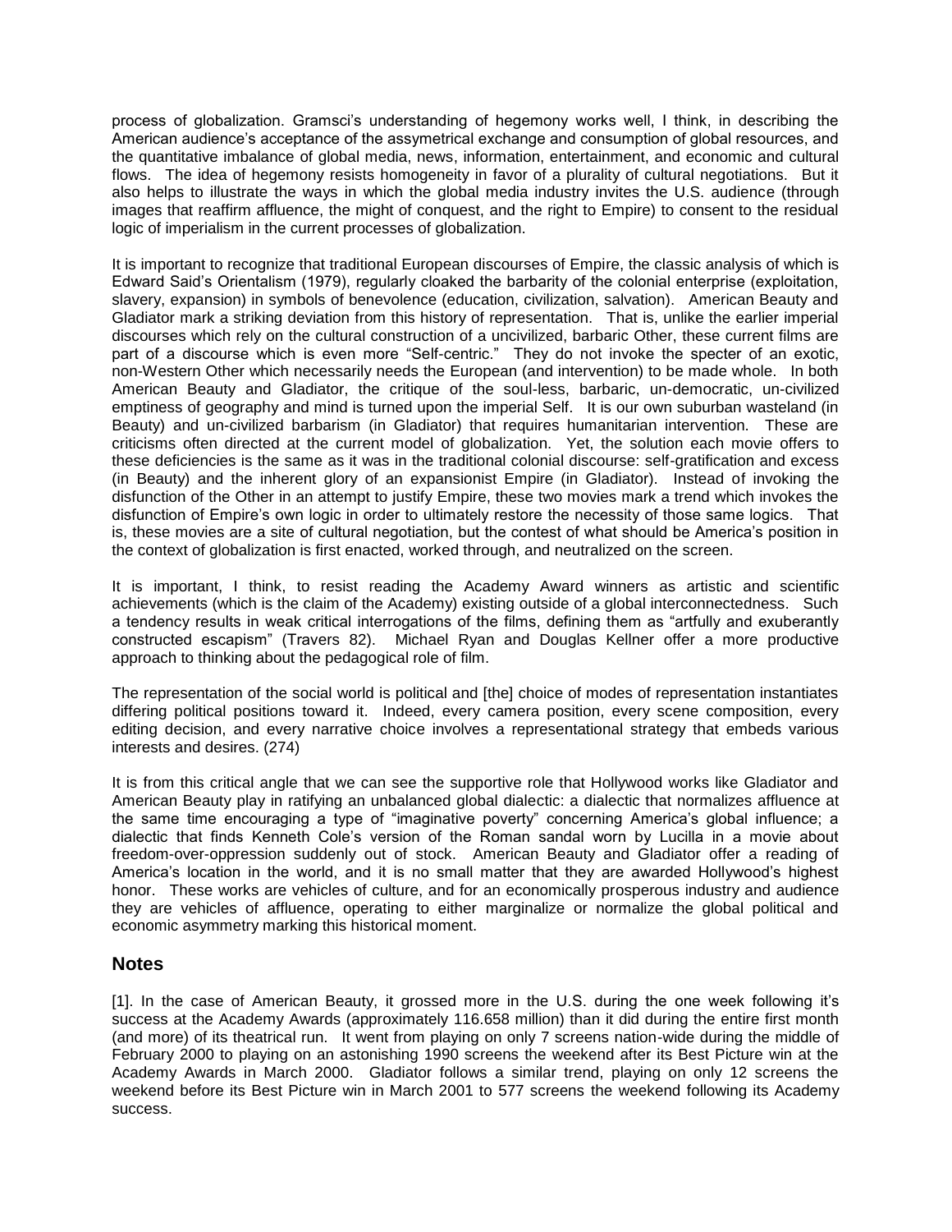process of globalization. Gramsci's understanding of hegemony works well, I think, in describing the American audience's acceptance of the assymetrical exchange and consumption of global resources, and the quantitative imbalance of global media, news, information, entertainment, and economic and cultural flows. The idea of hegemony resists homogeneity in favor of a plurality of cultural negotiations. But it also helps to illustrate the ways in which the global media industry invites the U.S. audience (through images that reaffirm affluence, the might of conquest, and the right to Empire) to consent to the residual logic of imperialism in the current processes of globalization.

It is important to recognize that traditional European discourses of Empire, the classic analysis of which is Edward Said's Orientalism (1979), regularly cloaked the barbarity of the colonial enterprise (exploitation, slavery, expansion) in symbols of benevolence (education, civilization, salvation). American Beauty and Gladiator mark a striking deviation from this history of representation. That is, unlike the earlier imperial discourses which rely on the cultural construction of a uncivilized, barbaric Other, these current films are part of a discourse which is even more "Self-centric." They do not invoke the specter of an exotic, non-Western Other which necessarily needs the European (and intervention) to be made whole. In both American Beauty and Gladiator, the critique of the soul-less, barbaric, un-democratic, un-civilized emptiness of geography and mind is turned upon the imperial Self. It is our own suburban wasteland (in Beauty) and un-civilized barbarism (in Gladiator) that requires humanitarian intervention. These are criticisms often directed at the current model of globalization. Yet, the solution each movie offers to these deficiencies is the same as it was in the traditional colonial discourse: self-gratification and excess (in Beauty) and the inherent glory of an expansionist Empire (in Gladiator). Instead of invoking the disfunction of the Other in an attempt to justify Empire, these two movies mark a trend which invokes the disfunction of Empire's own logic in order to ultimately restore the necessity of those same logics. That is, these movies are a site of cultural negotiation, but the contest of what should be America's position in the context of globalization is first enacted, worked through, and neutralized on the screen.

It is important, I think, to resist reading the Academy Award winners as artistic and scientific achievements (which is the claim of the Academy) existing outside of a global interconnectedness. Such a tendency results in weak critical interrogations of the films, defining them as "artfully and exuberantly constructed escapism" (Travers 82). Michael Ryan and Douglas Kellner offer a more productive approach to thinking about the pedagogical role of film.

The representation of the social world is political and [the] choice of modes of representation instantiates differing political positions toward it. Indeed, every camera position, every scene composition, every editing decision, and every narrative choice involves a representational strategy that embeds various interests and desires. (274)

It is from this critical angle that we can see the supportive role that Hollywood works like Gladiator and American Beauty play in ratifying an unbalanced global dialectic: a dialectic that normalizes affluence at the same time encouraging a type of "imaginative poverty" concerning America's global influence; a dialectic that finds Kenneth Cole's version of the Roman sandal worn by Lucilla in a movie about freedom-over-oppression suddenly out of stock. American Beauty and Gladiator offer a reading of America's location in the world, and it is no small matter that they are awarded Hollywood's highest honor. These works are vehicles of culture, and for an economically prosperous industry and audience they are vehicles of affluence, operating to either marginalize or normalize the global political and economic asymmetry marking this historical moment.

## Notes

[1]. In the case of American Beauty, it grossed more in the U.S. during the one week following it's success at the Academy Awards (approximately 116.658 million) than it did during the entire first month (and more) of its theatrical run. It went from playing on only 7 screens nation-wide during the middle of February 2000 to playing on an astonishing 1990 screens the weekend after its Best Picture win at the Academy Awards in March 2000. Gladiator follows a similar trend, playing on only 12 screens the weekend before its Best Picture win in March 2001 to 577 screens the weekend following its Academy success.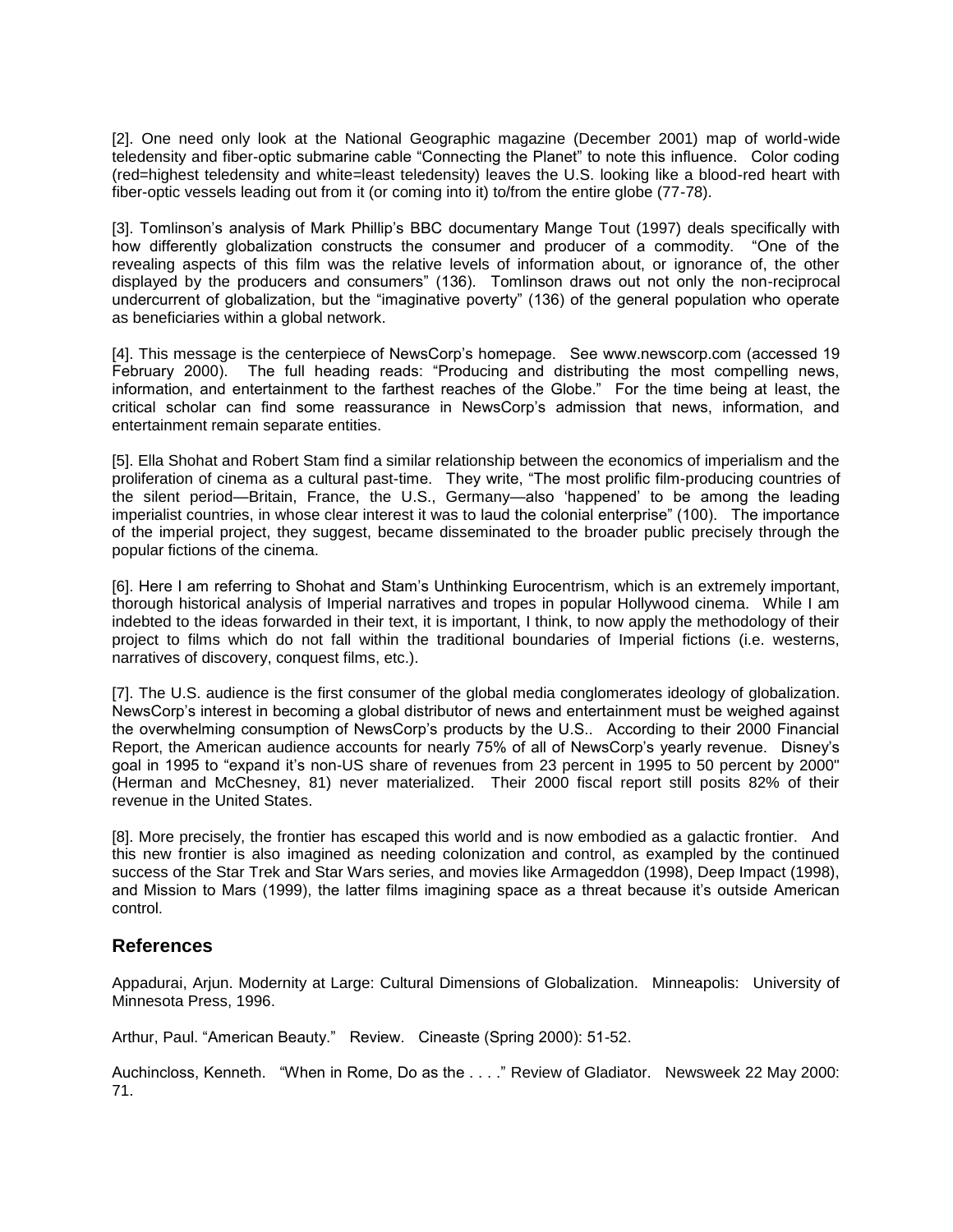[2]. One need only look at the National Geographic magazine (December 2001) map of world-wide teledensity and fiber-optic submarine cable "Connecting the Planet" to note this influence. Color coding (red=highest teledensity and white=least teledensity) leaves the U.S. looking like a blood-red heart with fiber-optic vessels leading out from it (or coming into it) to/from the entire globe (77-78).

[3]. Tomlinson's analysis of Mark Phillip's BBC documentary Mange Tout (1997) deals specifically with how differently globalization constructs the consumer and producer of a commodity. "One of the revealing aspects of this film was the relative levels of information about, or ignorance of, the other displayed by the producers and consumers" (136). Tomlinson draws out not only the non-reciprocal undercurrent of globalization, but the "imaginative poverty" (136) of the general population who operate as beneficiaries within a global network.

[4]. This message is the centerpiece of NewsCorp's homepage. See www.newscorp.com (accessed 19 February 2000). The full heading reads: "Producing and distributing the most compelling news, information, and entertainment to the farthest reaches of the Globe." For the time being at least, the critical scholar can find some reassurance in NewsCorp's admission that news, information, and entertainment remain separate entities.

[5]. Ella Shohat and Robert Stam find a similar relationship between the economics of imperialism and the proliferation of cinema as a cultural past-time. They write, "The most prolific film-producing countries of the silent period—Britain, France, the U.S., Germany—also 'happened' to be among the leading imperialist countries, in whose clear interest it was to laud the colonial enterprise" (100). The importance of the imperial project, they suggest, became disseminated to the broader public precisely through the popular fictions of the cinema.

[6]. Here I am referring to Shohat and Stam's Unthinking Eurocentrism, which is an extremely important, thorough historical analysis of Imperial narratives and tropes in popular Hollywood cinema. While I am indebted to the ideas forwarded in their text, it is important, I think, to now apply the methodology of their project to films which do not fall within the traditional boundaries of Imperial fictions (i.e. westerns, narratives of discovery, conquest films, etc.).

[7]. The U.S. audience is the first consumer of the global media conglomerates ideology of globalization. NewsCorp's interest in becoming a global distributor of news and entertainment must be weighed against the overwhelming consumption of NewsCorp's products by the U.S.. According to their 2000 Financial Report, the American audience accounts for nearly 75% of all of NewsCorp's yearly revenue. Disney's goal in 1995 to "expand it's non-US share of revenues from 23 percent in 1995 to 50 percent by 2000" (Herman and McChesney, 81) never materialized. Their 2000 fiscal report still posits 82% of their revenue in the United States.

[8]. More precisely, the frontier has escaped this world and is now embodied as a galactic frontier. And this new frontier is also imagined as needing colonization and control, as exampled by the continued success of the Star Trek and Star Wars series, and movies like Armageddon (1998), Deep Impact (1998), and Mission to Mars (1999), the latter films imagining space as a threat because it's outside American control.

## References

Appadurai, Arjun. Modernity at Large: Cultural Dimensions of Globalization. Minneapolis: University of Minnesota Press, 1996.

Arthur, Paul. "American Beauty." Review. Cineaste (Spring 2000): 51-52.

Auchincloss, Kenneth. "When in Rome, Do as the . . . ." Review of Gladiator. Newsweek 22 May 2000: 71.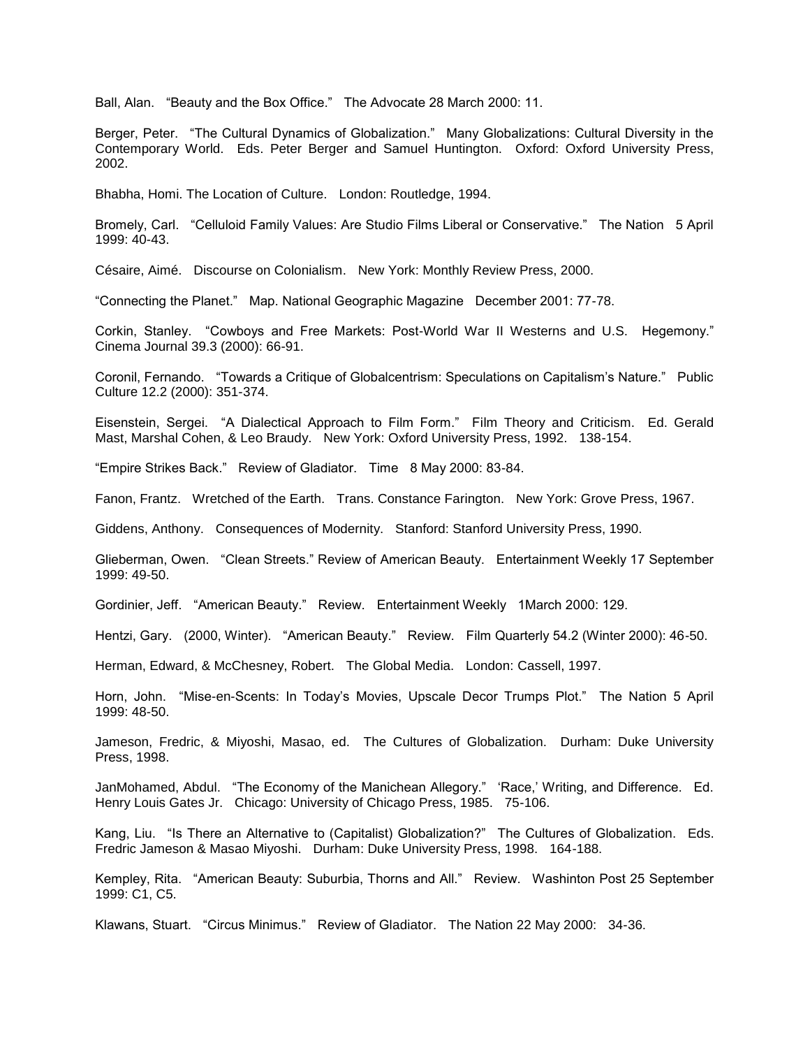Ball, Alan. "Beauty and the Box Office." The Advocate 28 March 2000: 11.

Berger, Peter. "The Cultural Dynamics of Globalization." Many Globalizations: Cultural Diversity in the Contemporary World. Eds. Peter Berger and Samuel Huntington. Oxford: Oxford University Press, 2002.

Bhabha, Homi. The Location of Culture. London: Routledge, 1994.

Bromely, Carl. "Celluloid Family Values: Are Studio Films Liberal or Conservative." The Nation 5 April 1999: 40-43.

Césaire, Aimé. Discourse on Colonialism. New York: Monthly Review Press, 2000.

"Connecting the Planet." Map. National Geographic Magazine December 2001: 77-78.

Corkin, Stanley. "Cowboys and Free Markets: Post-World War II Westerns and U.S. Hegemony." Cinema Journal 39.3 (2000): 66-91.

Coronil, Fernando. "Towards a Critique of Globalcentrism: Speculations on Capitalism's Nature." Public Culture 12.2 (2000): 351-374.

Eisenstein, Sergei. "A Dialectical Approach to Film Form." Film Theory and Criticism. Ed. Gerald Mast, Marshal Cohen, & Leo Braudy. New York: Oxford University Press, 1992. 138-154.

"Empire Strikes Back." Review of Gladiator. Time 8 May 2000: 83-84.

Fanon, Frantz. Wretched of the Earth. Trans. Constance Farington. New York: Grove Press, 1967.

Giddens, Anthony. Consequences of Modernity. Stanford: Stanford University Press, 1990.

Glieberman, Owen. "Clean Streets." Review of American Beauty. Entertainment Weekly 17 September 1999: 49-50.

Gordinier, Jeff. "American Beauty." Review. Entertainment Weekly 1March 2000: 129.

Hentzi, Gary. (2000, Winter). "American Beauty." Review. Film Quarterly 54.2 (Winter 2000): 46-50.

Herman, Edward, & McChesney, Robert. The Global Media. London: Cassell, 1997.

Horn, John. "Mise-en-Scents: In Today's Movies, Upscale Decor Trumps Plot." The Nation 5 April 1999: 48-50.

Jameson, Fredric, & Miyoshi, Masao, ed. The Cultures of Globalization. Durham: Duke University Press, 1998.

JanMohamed, Abdul. "The Economy of the Manichean Allegory." 'Race,' Writing, and Difference. Ed. Henry Louis Gates Jr. Chicago: University of Chicago Press, 1985. 75-106.

Kang, Liu. "Is There an Alternative to (Capitalist) Globalization?" The Cultures of Globalization. Eds. Fredric Jameson & Masao Miyoshi. Durham: Duke University Press, 1998. 164-188.

Kempley, Rita. "American Beauty: Suburbia, Thorns and All." Review. Washinton Post 25 September 1999: C1, C5.

Klawans, Stuart. "Circus Minimus." Review of Gladiator. The Nation 22 May 2000: 34-36.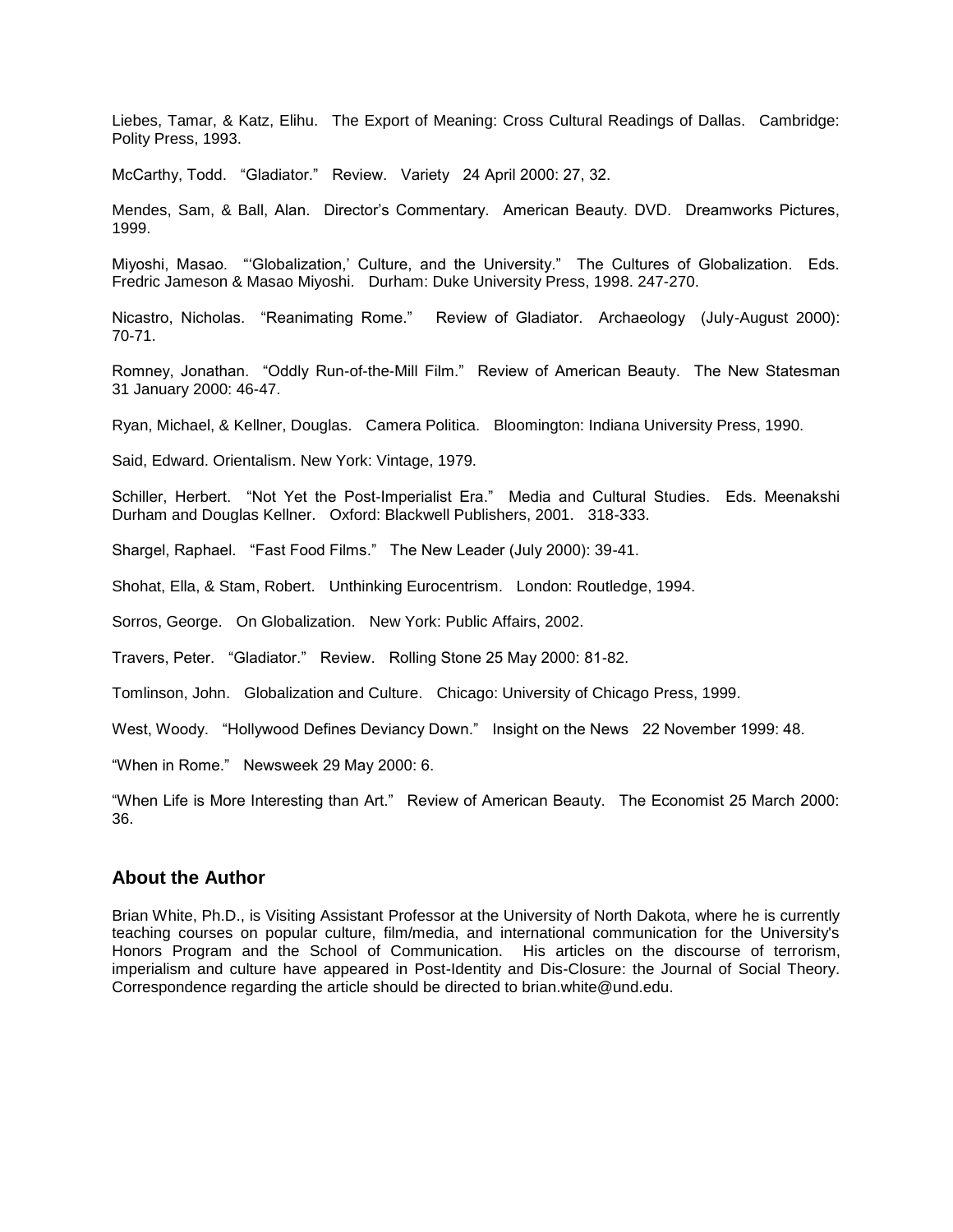Liebes, Tamar, & Katz, Elihu. The Export of Meaning: Cross Cultural Readings of Dallas. Cambridge: Polity Press, 1993.

McCarthy, Todd. "Gladiator." Review. Variety 24 April 2000: 27, 32.

Mendes, Sam, & Ball, Alan. Director's Commentary. American Beauty. DVD. Dreamworks Pictures, 1999.

Miyoshi, Masao. "'Globalization,' Culture, and the University." The Cultures of Globalization. Eds. Fredric Jameson & Masao Miyoshi. Durham: Duke University Press, 1998. 247-270.

Nicastro, Nicholas. "Reanimating Rome." Review of Gladiator. Archaeology (July-August 2000): 70-71.

Romney, Jonathan. "Oddly Run-of-the-Mill Film." Review of American Beauty. The New Statesman 31 January 2000: 46-47.

Ryan, Michael, & Kellner, Douglas. Camera Politica. Bloomington: Indiana University Press, 1990.

Said, Edward. Orientalism. New York: Vintage, 1979.

Schiller, Herbert. "Not Yet the Post-Imperialist Era." Media and Cultural Studies. Eds. Meenakshi Durham and Douglas Kellner. Oxford: Blackwell Publishers, 2001. 318-333.

Shargel, Raphael. "Fast Food Films." The New Leader (July 2000): 39-41.

Shohat, Ella, & Stam, Robert. Unthinking Eurocentrism. London: Routledge, 1994.

Sorros, George. On Globalization. New York: Public Affairs, 2002.

Travers, Peter. "Gladiator." Review. Rolling Stone 25 May 2000: 81-82.

Tomlinson, John. Globalization and Culture. Chicago: University of Chicago Press, 1999.

West, Woody. "Hollywood Defines Deviancy Down." Insight on the News 22 November 1999: 48.

"When in Rome." Newsweek 29 May 2000: 6.

"When Life is More Interesting than Art." Review of American Beauty. The Economist 25 March 2000: 36.

## About the Author

Brian White, Ph.D., is Visiting Assistant Professor at the University of North Dakota, where he is currently teaching courses on popular culture, film/media, and international communication for the University's Honors Program and the School of Communication. His articles on the discourse of terrorism, imperialism and culture have appeared in Post-Identity and Dis-Closure: the Journal of Social Theory. Correspondence regarding the article should be directed to brian.white@und.edu.